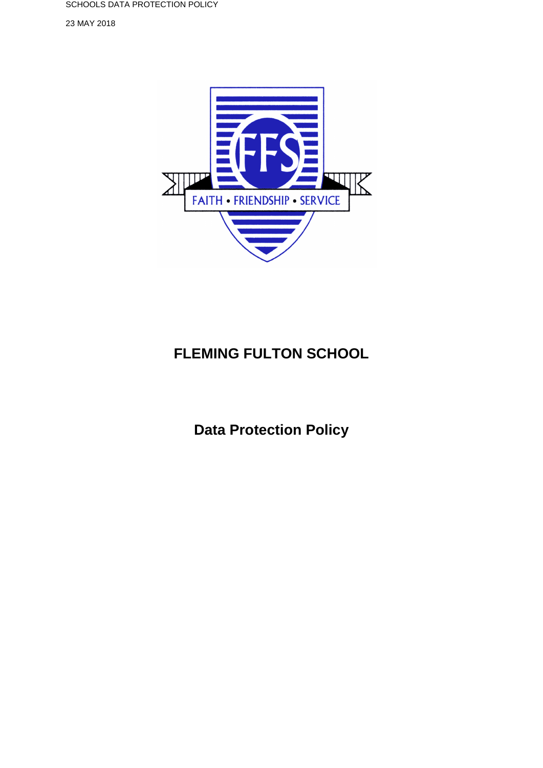# FLEMING FULTON SCHOOL

## Data Protection Policy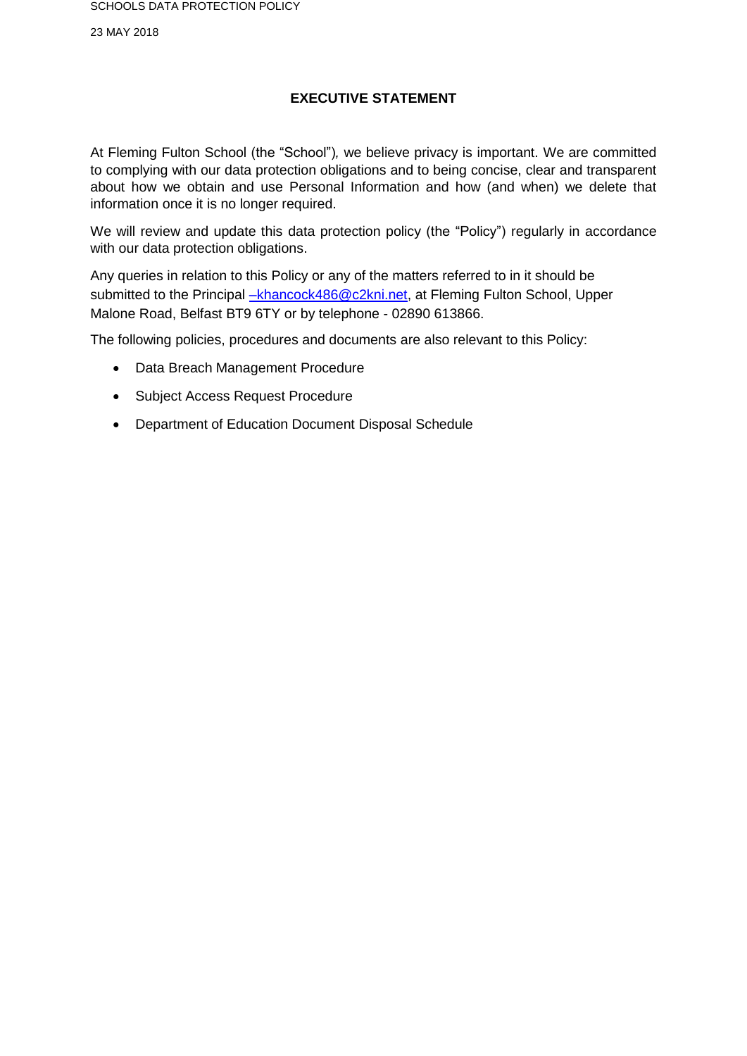## EXECUTIVE STATEMENT

At Fleming Fulton School (the "School"), we believe privacy is important. We are committed to complying with our data protection obligations and to being concise, clear and transparent about how we obtain and use Personal Information and how (and when) we delete that information once it is no longer required.

We will review and update this data protection policy (the "Policy") regularly in accordance with our data protection obligations.

Any queries in relation to this Policy or any of the matters referred to in it should be submitted to the Principal –khancock486@c2kni.net, at Fleming Fulton School, Upper Malone Road, Belfast BT9 6TY or by telephone - 02890 613866.

The following policies, procedures and documents are also relevant to this Policy:

- Data Breach Management Procedure
- Subject Access Request Procedure
- Department of Education Document Disposal Schedule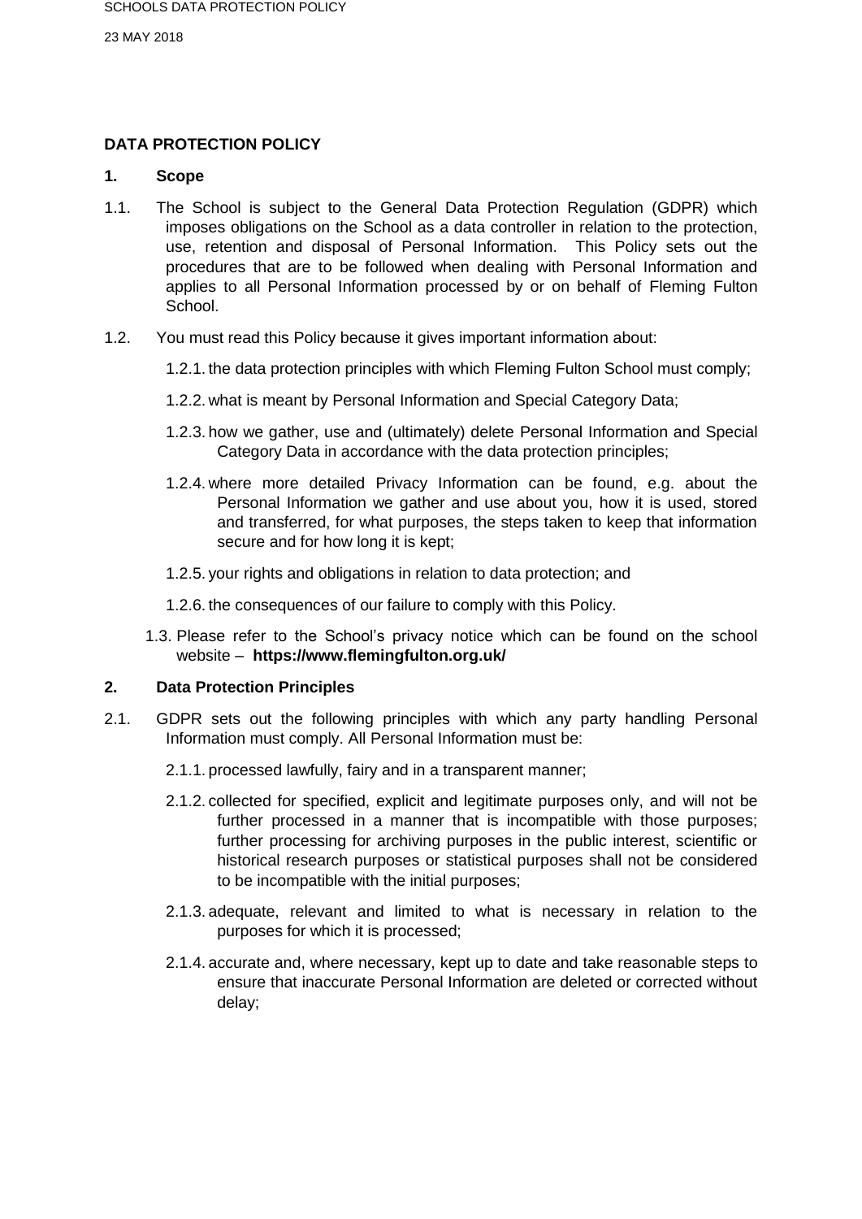## DATA PROTECTION POLICY

### 1. Scope

1.1. The School is subject to the General Data Protection Regulation (GDPR) which imposes obligations on the School as a data controller in relation to the protection, use, retention and disposal of Personal Information. This Policy sets out the procedures that are to be followed when dealing with Personal Information and applies to all Personal Information processed by or on behalf of Fleming Fulton School.

1.2. You must read this Policy because it gives important information about:

1.2.1. the data protection principles with which Fleming Fulton School must comply;

1.2.2. what is meant by Personal Information and Special Category Data;

1.2.3. how we gather, use and (ultimately) delete Personal Information and Special Category Data in accordance with the data protection principles;

1.2.4. where more detailed Privacy Information can be found, e.g. about the Personal Information we gather and use about you, how it is used, stored and transferred, for what purposes, the steps taken to keep that information secure and for how long it is kept;

1.2.5. your rights and obligations in relation to data protection; and

1.2.6. the consequences of our failure to comply with this Policy.

1.3. Please refer to the School's privacy notice which can be found on the school website – **https://www.flemingfulton.org.uk/**

### 2. Data Protection Principles

2.1. GDPR sets out the following principles with which any party handling Personal Information must comply. All Personal Information must be:

2.1.1. processed lawfully, fairy and in a transparent manner;

2.1.2. collected for specified, explicit and legitimate purposes only, and will not be further processed in a manner that is incompatible with those purposes; further processing for archiving purposes in the public interest, scientific or historical research purposes or statistical purposes shall not be considered to be incompatible with the initial purposes;

2.1.3. adequate, relevant and limited to what is necessary in relation to the purposes for which it is processed;

2.1.4. accurate and, where necessary, kept up to date and take reasonable steps to ensure that inaccurate Personal Information are deleted or corrected without delay;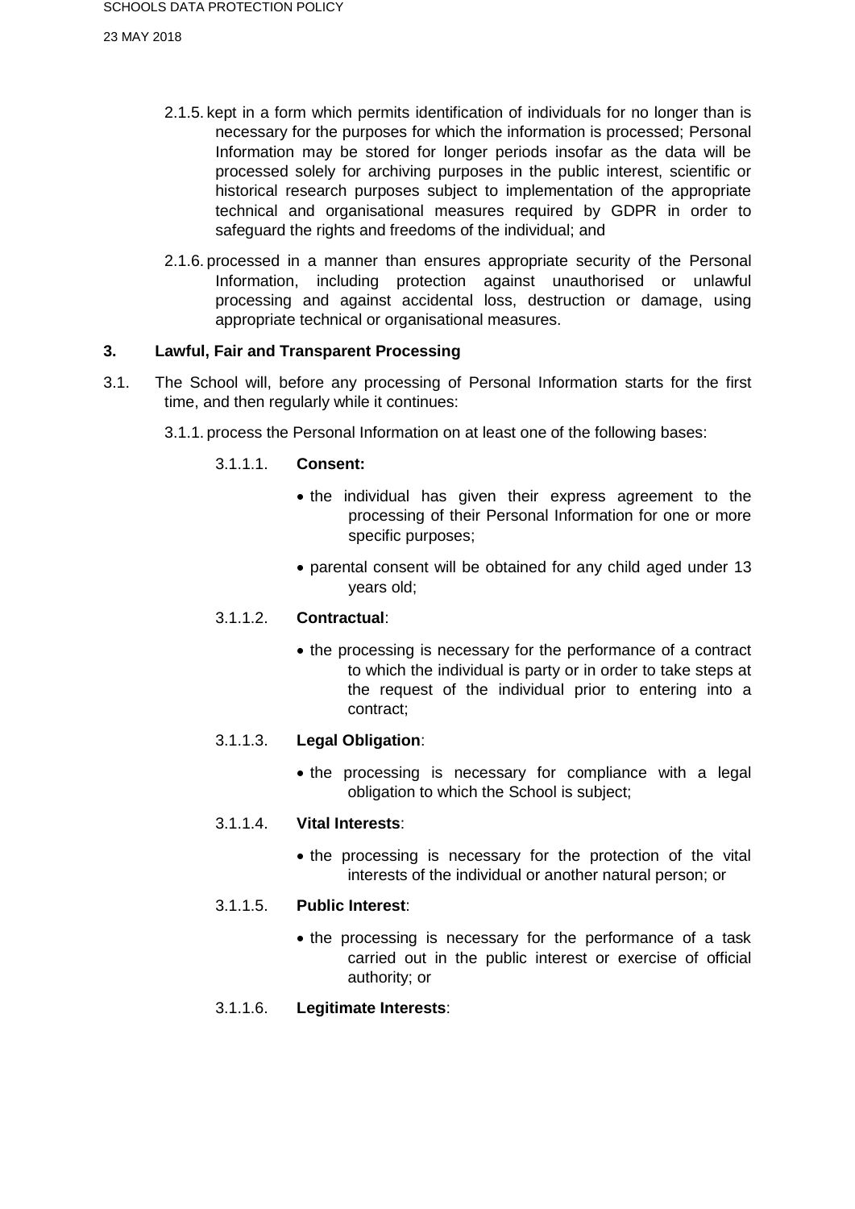2.1.5. kept in a form which permits identification of individuals for no longer than is necessary for the purposes for which the information is processed; Personal Information may be stored for longer periods insofar as the data will be processed solely for archiving purposes in the public interest, scientific or historical research purposes subject to implementation of the appropriate technical and organisational measures required by GDPR in order to safeguard the rights and freedoms of the individual; and

2.1.6. processed in a manner than ensures appropriate security of the Personal Information, including protection against unauthorised or unlawful processing and against accidental loss, destruction or damage, using appropriate technical or organisational measures.

## 3. Lawful, Fair and Transparent Processing

3.1. The School will, before any processing of Personal Information starts for the first time, and then regularly while it continues:

3.1.1. process the Personal Information on at least one of the following bases:

3.1.1.1. **Consent:**

- the individual has given their express agreement to the processing of their Personal Information for one or more specific purposes;
- parental consent will be obtained for any child aged under 13 years old;

3.1.1.2. **Contractual**:

- the processing is necessary for the performance of a contract to which the individual is party or in order to take steps at the request of the individual prior to entering into a contract;

3.1.1.3. **Legal Obligation**:

- the processing is necessary for compliance with a legal obligation to which the School is subject;

3.1.1.4. **Vital Interests**:

- the processing is necessary for the protection of the vital interests of the individual or another natural person; or

3.1.1.5. **Public Interest**:

- the processing is necessary for the performance of a task carried out in the public interest or exercise of official authority; or

3.1.1.6. **Legitimate Interests**: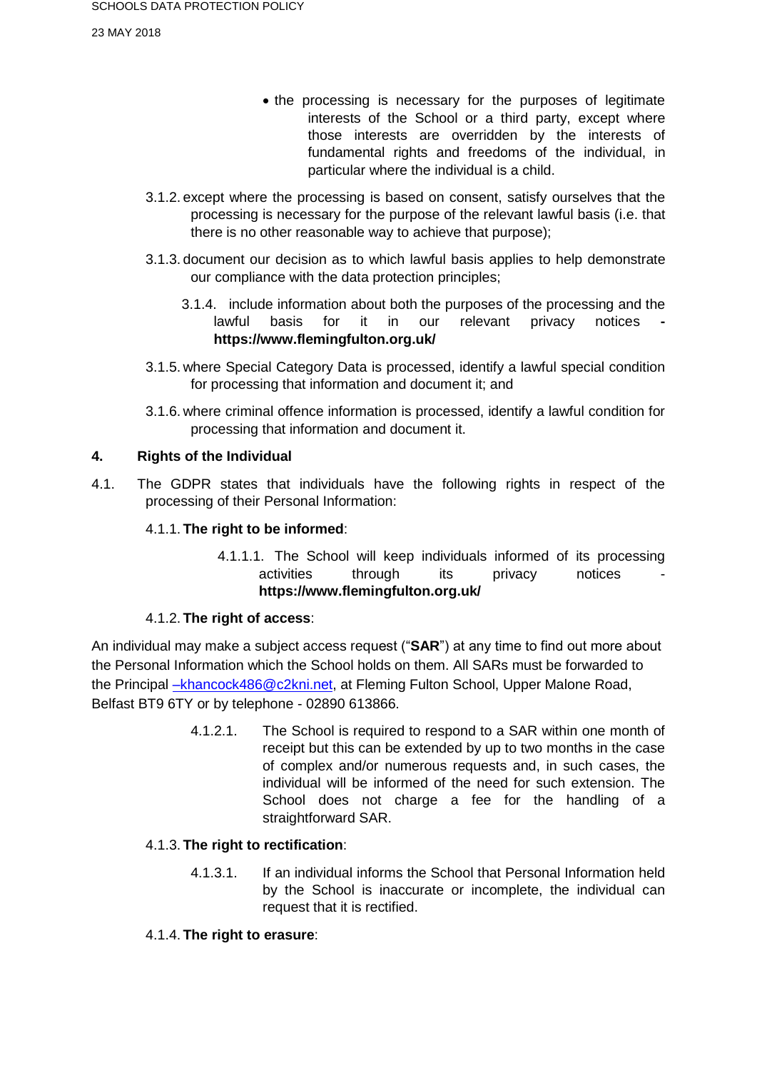- the processing is necessary for the purposes of legitimate interests of the School or a third party, except where those interests are overridden by the interests of fundamental rights and freedoms of the individual, in particular where the individual is a child.

3.1.2. except where the processing is based on consent, satisfy ourselves that the processing is necessary for the purpose of the relevant lawful basis (i.e. that there is no other reasonable way to achieve that purpose);

3.1.3. document our decision as to which lawful basis applies to help demonstrate our compliance with the data protection principles;

3.1.4. include information about both the purposes of the processing and the lawful basis for it in our relevant privacy notices **- https://www.flemingfulton.org.uk/**

3.1.5. where Special Category Data is processed, identify a lawful special condition for processing that information and document it; and

3.1.6. where criminal offence information is processed, identify a lawful condition for processing that information and document it.

## 4. Rights of the Individual

4.1. The GDPR states that individuals have the following rights in respect of the processing of their Personal Information:

4.1.1. **The right to be informed**:

4.1.1.1. The School will keep individuals informed of its processing activities through its privacy notices - **https://www.flemingfulton.org.uk/**

4.1.2. **The right of access**:

An individual may make a subject access request ("**SAR**") at any time to find out more about the Personal Information which the School holds on them. All SARs must be forwarded to the Principal –khancock486@c2kni.net, at Fleming Fulton School, Upper Malone Road, Belfast BT9 6TY or by telephone - 02890 613866.

4.1.2.1. The School is required to respond to a SAR within one month of receipt but this can be extended by up to two months in the case of complex and/or numerous requests and, in such cases, the individual will be informed of the need for such extension. The School does not charge a fee for the handling of a straightforward SAR.

4.1.3. **The right to rectification**:

4.1.3.1. If an individual informs the School that Personal Information held by the School is inaccurate or incomplete, the individual can request that it is rectified.

4.1.4. **The right to erasure**: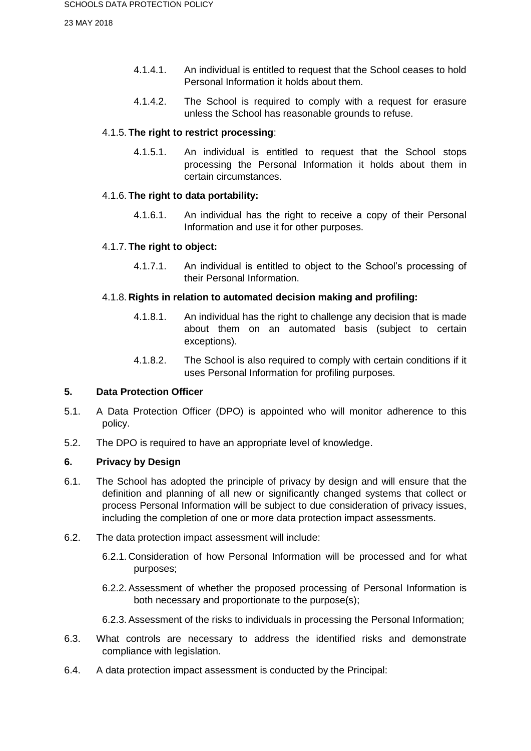4.1.4.1. An individual is entitled to request that the School ceases to hold Personal Information it holds about them.

4.1.4.2. The School is required to comply with a request for erasure unless the School has reasonable grounds to refuse.

4.1.5. **The right to restrict processing**:

4.1.5.1. An individual is entitled to request that the School stops processing the Personal Information it holds about them in certain circumstances.

4.1.6. **The right to data portability:**

4.1.6.1. An individual has the right to receive a copy of their Personal Information and use it for other purposes.

4.1.7. **The right to object:**

4.1.7.1. An individual is entitled to object to the School's processing of their Personal Information.

4.1.8. **Rights in relation to automated decision making and profiling:**

4.1.8.1. An individual has the right to challenge any decision that is made about them on an automated basis (subject to certain exceptions).

4.1.8.2. The School is also required to comply with certain conditions if it uses Personal Information for profiling purposes.

## 5. Data Protection Officer

5.1. A Data Protection Officer (DPO) is appointed who will monitor adherence to this policy.

5.2. The DPO is required to have an appropriate level of knowledge.

## 6. Privacy by Design

6.1. The School has adopted the principle of privacy by design and will ensure that the definition and planning of all new or significantly changed systems that collect or process Personal Information will be subject to due consideration of privacy issues, including the completion of one or more data protection impact assessments.

6.2. The data protection impact assessment will include:

6.2.1. Consideration of how Personal Information will be processed and for what purposes;

6.2.2. Assessment of whether the proposed processing of Personal Information is both necessary and proportionate to the purpose(s);

6.2.3. Assessment of the risks to individuals in processing the Personal Information;

6.3. What controls are necessary to address the identified risks and demonstrate compliance with legislation.

6.4. A data protection impact assessment is conducted by the Principal: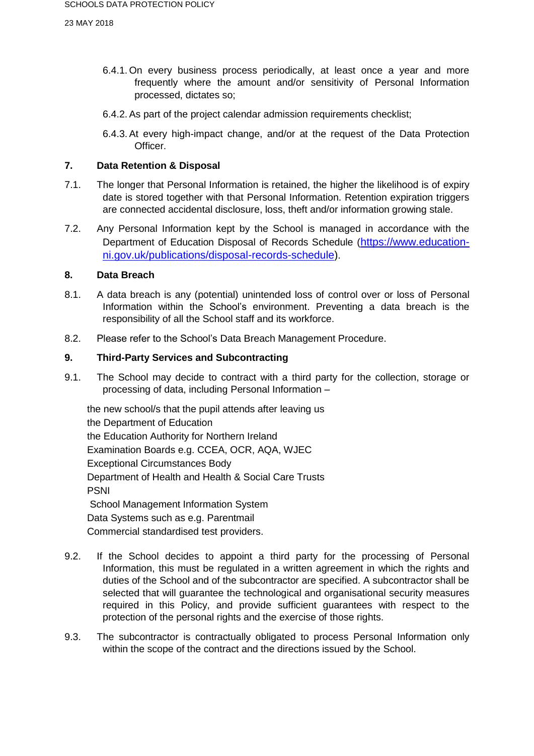6.4.1. On every business process periodically, at least once a year and more frequently where the amount and/or sensitivity of Personal Information processed, dictates so;

6.4.2. As part of the project calendar admission requirements checklist;

6.4.3. At every high-impact change, and/or at the request of the Data Protection Officer.

## 7. Data Retention & Disposal

7.1. The longer that Personal Information is retained, the higher the likelihood is of expiry date is stored together with that Personal Information. Retention expiration triggers are connected accidental disclosure, loss, theft and/or information growing stale.

7.2. Any Personal Information kept by the School is managed in accordance with the Department of Education Disposal of Records Schedule (https://www.education-ni.gov.uk/publications/disposal-records-schedule).

## 8. Data Breach

8.1. A data breach is any (potential) unintended loss of control over or loss of Personal Information within the School's environment. Preventing a data breach is the responsibility of all the School staff and its workforce.

8.2. Please refer to the School's Data Breach Management Procedure.

## 9. Third-Party Services and Subcontracting

9.1. The School may decide to contract with a third party for the collection, storage or processing of data, including Personal Information –

the new school/s that the pupil attends after leaving us
the Department of Education
the Education Authority for Northern Ireland
Examination Boards e.g. CCEA, OCR, AQA, WJEC
Exceptional Circumstances Body
Department of Health and Health & Social Care Trusts
PSNI
School Management Information System
Data Systems such as e.g. Parentmail
Commercial standardised test providers.

9.2. If the School decides to appoint a third party for the processing of Personal Information, this must be regulated in a written agreement in which the rights and duties of the School and of the subcontractor are specified. A subcontractor shall be selected that will guarantee the technological and organisational security measures required in this Policy, and provide sufficient guarantees with respect to the protection of the personal rights and the exercise of those rights.

9.3. The subcontractor is contractually obligated to process Personal Information only within the scope of the contract and the directions issued by the School.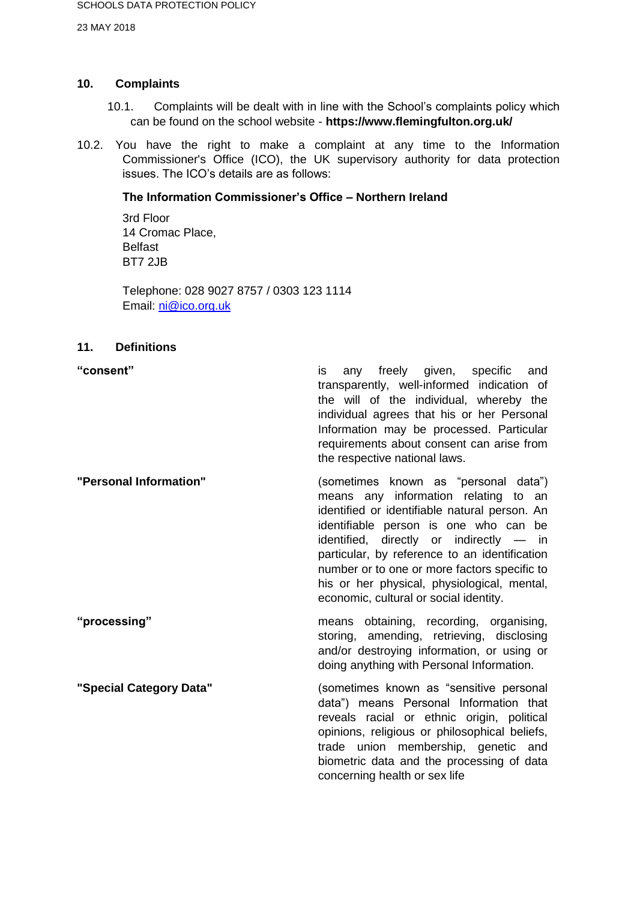## 10. Complaints

10.1. Complaints will be dealt with in line with the School's complaints policy which can be found on the school website - **https://www.flemingfulton.org.uk/**

10.2. You have the right to make a complaint at any time to the Information Commissioner's Office (ICO), the UK supervisory authority for data protection issues. The ICO's details are as follows:

**The Information Commissioner's Office – Northern Ireland**

3rd Floor
14 Cromac Place,
Belfast
BT7 2JB

Telephone: 028 9027 8757 / 0303 123 1114
Email: ni@ico.org.uk

## 11. Definitions

| | |
|---|---|
| **"consent"** | is any freely given, specific and transparently, well-informed indication of the will of the individual, whereby the individual agrees that his or her Personal Information may be processed. Particular requirements about consent can arise from the respective national laws. |
| **"Personal Information"** | (sometimes known as "personal data") means any information relating to an identified or identifiable natural person. An identifiable person is one who can be identified, directly or indirectly — in particular, by reference to an identification number or to one or more factors specific to his or her physical, physiological, mental, economic, cultural or social identity. |
| **"processing"** | means obtaining, recording, organising, storing, amending, retrieving, disclosing and/or destroying information, or using or doing anything with Personal Information. |
| **"Special Category Data"** | (sometimes known as "sensitive personal data") means Personal Information that reveals racial or ethnic origin, political opinions, religious or philosophical beliefs, trade union membership, genetic and biometric data and the processing of data concerning health or sex life |